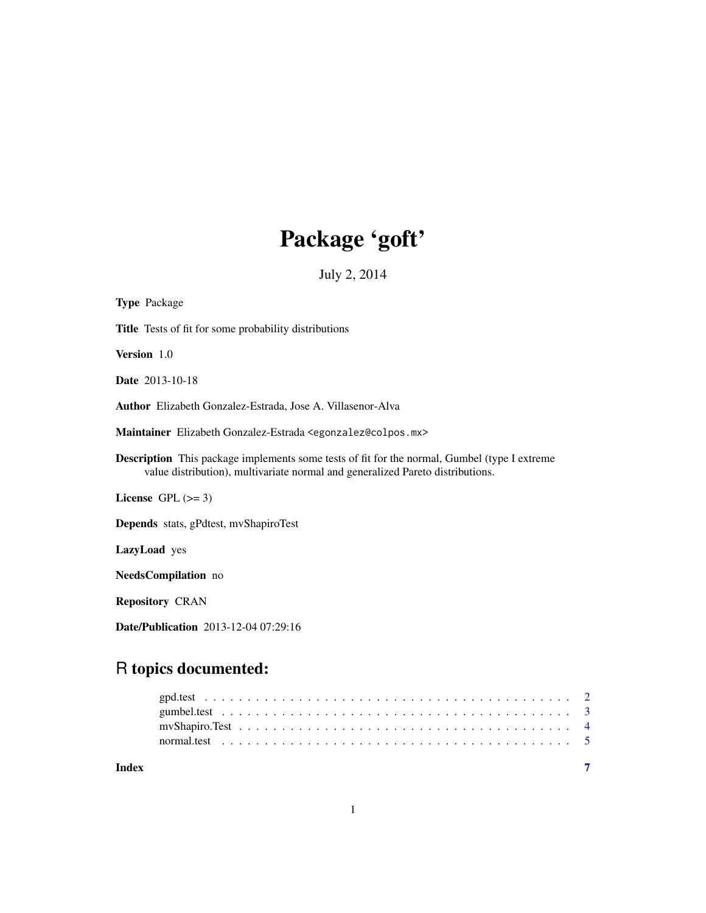# Package 'goft'

July 2, 2014

**Type** Package

**Title** Tests of fit for some probability distributions

**Version** 1.0

**Date** 2013-10-18

**Author** Elizabeth Gonzalez-Estrada, Jose A. Villasenor-Alva

**Maintainer** Elizabeth Gonzalez-Estrada <egonzalez@colpos.mx>

**Description** This package implements some tests of fit for the normal, Gumbel (type I extreme value distribution), multivariate normal and generalized Pareto distributions.

**License** GPL (>= 3)

**Depends** stats, gPdtest, mvShapiroTest

**LazyLoad** yes

**NeedsCompilation** no

**Repository** CRAN

**Date/Publication** 2013-12-04 07:29:16

## R topics documented:

| | |
|---|---|
| gpd.test | 2 |
| gumbel.test | 3 |
| mvShapiro.Test | 4 |
| normal.test | 5 |
| **Index** | 7 |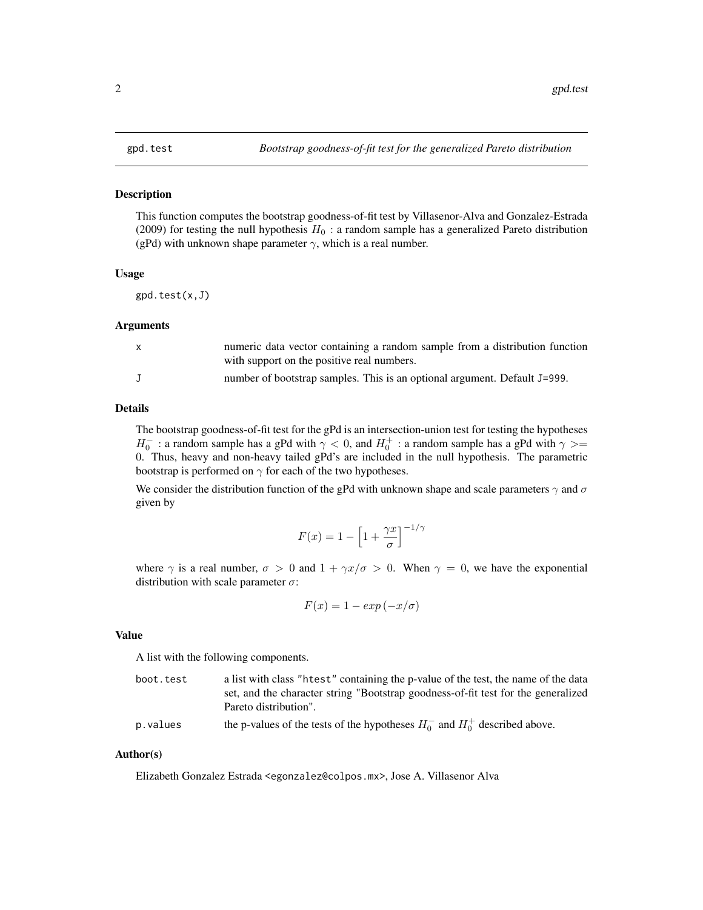gpd.test *Bootstrap goodness-of-fit test for the generalized Pareto distribution*

## Description

This function computes the bootstrap goodness-of-fit test by Villasenor-Alva and Gonzalez-Estrada (2009) for testing the null hypothesis $H_0$ : a random sample has a generalized Pareto distribution (gPd) with unknown shape parameter $\gamma$, which is a real number.

## Usage

```
gpd.test(x,J)
```

## Arguments

| | |
|---|---|
| x | numeric data vector containing a random sample from a distribution function with support on the positive real numbers. |
| J | number of bootstrap samples. This is an optional argument. Default `J=999`. |

## Details

The bootstrap goodness-of-fit test for the gPd is an intersection-union test for testing the hypotheses $H_0^-$ : a random sample has a gPd with $\gamma < 0$, and $H_0^+$ : a random sample has a gPd with $\gamma >= 0$. Thus, heavy and non-heavy tailed gPd's are included in the null hypothesis. The parametric bootstrap is performed on $\gamma$ for each of the two hypotheses.

We consider the distribution function of the gPd with unknown shape and scale parameters $\gamma$ and $\sigma$ given by

$$F(x) = 1 - \left[1 + \frac{\gamma x}{\sigma}\right]^{-1/\gamma}$$

where $\gamma$ is a real number, $\sigma > 0$ and $1 + \gamma x/\sigma > 0$. When $\gamma = 0$, we have the exponential distribution with scale parameter $\sigma$:

$$F(x) = 1 - exp\left(-x/\sigma\right)$$

## Value

A list with the following components.

| | |
|---|---|
| boot.test | a list with class "htest" containing the p-value of the test, the name of the data set, and the character string "Bootstrap goodness-of-fit test for the generalized Pareto distribution". |
| p.values | the p-values of the tests of the hypotheses $H_0^-$ and $H_0^+$ described above. |

## Author(s)

Elizabeth Gonzalez Estrada <egonzalez@colpos.mx>, Jose A. Villasenor Alva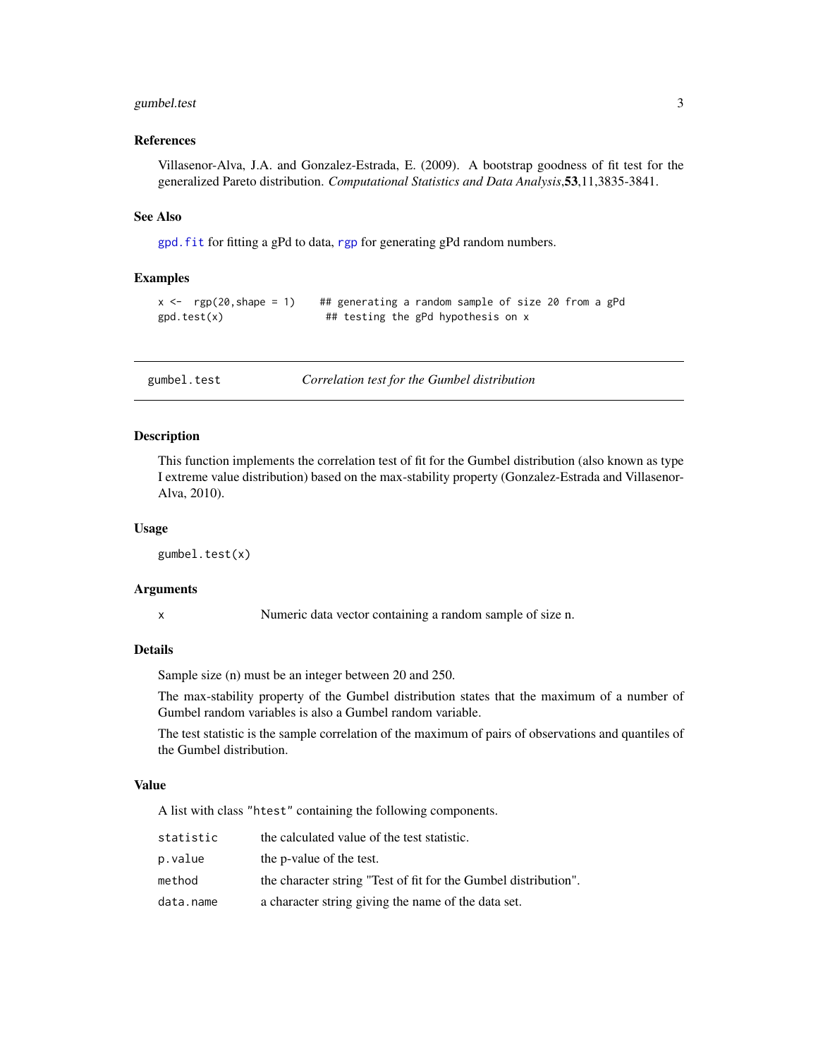### References

Villasenor-Alva, J.A. and Gonzalez-Estrada, E. (2009). A bootstrap goodness of fit test for the generalized Pareto distribution. *Computational Statistics and Data Analysis*,**53**,11,3835-3841.

### See Also

`gpd.fit` for fitting a gPd to data, `rgp` for generating gPd random numbers.

### Examples

```
x <-  rgp(20,shape = 1)    ## generating a random sample of size 20 from a gPd
gpd.test(x)                 ## testing the gPd hypothesis on x
```

---

## gumbel.test — *Correlation test for the Gumbel distribution*

---

### Description

This function implements the correlation test of fit for the Gumbel distribution (also known as type I extreme value distribution) based on the max-stability property (Gonzalez-Estrada and Villasenor-Alva, 2010).

### Usage

```
gumbel.test(x)
```

### Arguments

| | |
|---|---|
| `x` | Numeric data vector containing a random sample of size n. |

### Details

Sample size (n) must be an integer between 20 and 250.

The max-stability property of the Gumbel distribution states that the maximum of a number of Gumbel random variables is also a Gumbel random variable.

The test statistic is the sample correlation of the maximum of pairs of observations and quantiles of the Gumbel distribution.

### Value

A list with class `"htest"` containing the following components.

| | |
|---|---|
| `statistic` | the calculated value of the test statistic. |
| `p.value` | the p-value of the test. |
| `method` | the character string "Test of fit for the Gumbel distribution". |
| `data.name` | a character string giving the name of the data set. |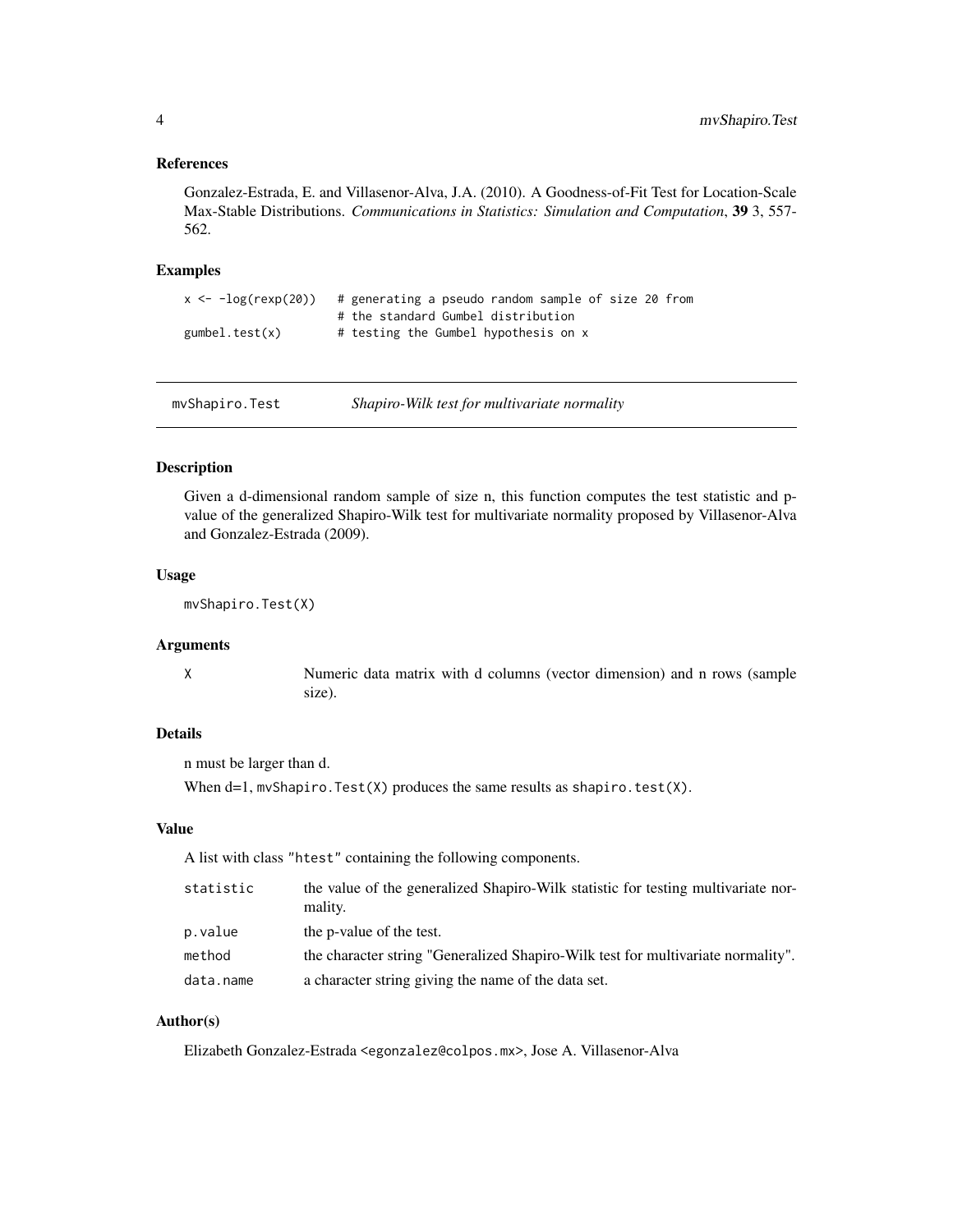### References

Gonzalez-Estrada, E. and Villasenor-Alva, J.A. (2010). A Goodness-of-Fit Test for Location-Scale Max-Stable Distributions. *Communications in Statistics: Simulation and Computation*, **39** 3, 557-562.

### Examples

```
x <- -log(rexp(20))   # generating a pseudo random sample of size 20 from
                      # the standard Gumbel distribution
gumbel.test(x)        # testing the Gumbel hypothesis on x
```

---

## mvShapiro.Test &nbsp;&nbsp;&nbsp; *Shapiro-Wilk test for multivariate normality*

---

### Description

Given a d-dimensional random sample of size n, this function computes the test statistic and p-value of the generalized Shapiro-Wilk test for multivariate normality proposed by Villasenor-Alva and Gonzalez-Estrada (2009).

### Usage

```
mvShapiro.Test(X)
```

### Arguments

| | |
|---|---|
| `X` | Numeric data matrix with d columns (vector dimension) and n rows (sample size). |

### Details

n must be larger than d.

When d=1, `mvShapiro.Test(X)` produces the same results as `shapiro.test(X)`.

### Value

A list with class `"htest"` containing the following components.

| | |
|---|---|
| `statistic` | the value of the generalized Shapiro-Wilk statistic for testing multivariate normality. |
| `p.value` | the p-value of the test. |
| `method` | the character string "Generalized Shapiro-Wilk test for multivariate normality". |
| `data.name` | a character string giving the name of the data set. |

### Author(s)

Elizabeth Gonzalez-Estrada <egonzalez@colpos.mx>, Jose A. Villasenor-Alva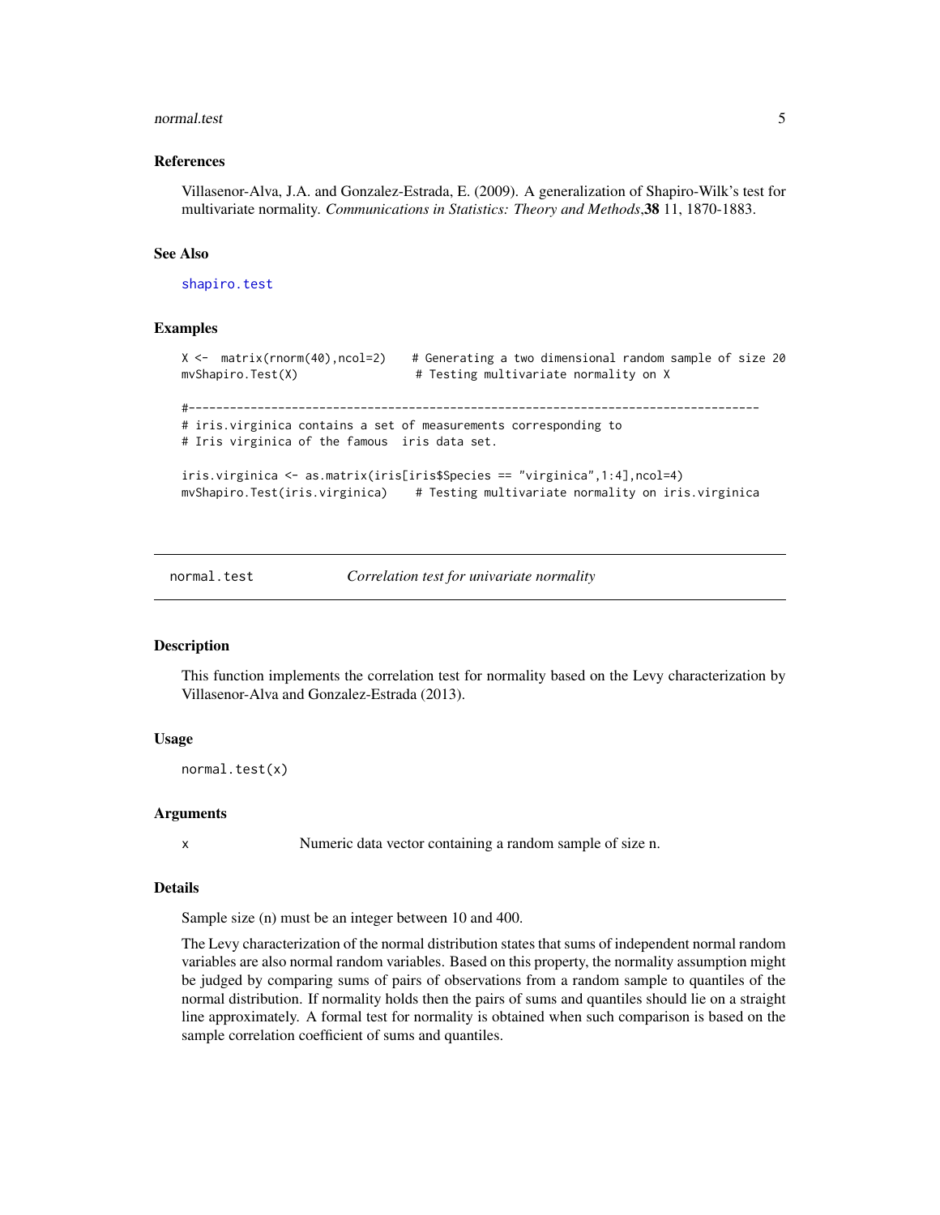### References

Villasenor-Alva, J.A. and Gonzalez-Estrada, E. (2009). A generalization of Shapiro-Wilk's test for multivariate normality. *Communications in Statistics: Theory and Methods*,**38** 11, 1870-1883.

### See Also

shapiro.test

### Examples

```
X <-  matrix(rnorm(40),ncol=2)    # Generating a two dimensional random sample of size 20
mvShapiro.Test(X)                 # Testing multivariate normality on X

#----------------------------------------------------------------------------------
# iris.virginica contains a set of measurements corresponding to
# Iris virginica of the famous  iris data set.

iris.virginica <- as.matrix(iris[iris$Species == "virginica",1:4],ncol=4)
mvShapiro.Test(iris.virginica)    # Testing multivariate normality on iris.virginica
```

---

## normal.test    *Correlation test for univariate normality*

### Description

This function implements the correlation test for normality based on the Levy characterization by Villasenor-Alva and Gonzalez-Estrada (2013).

### Usage

```
normal.test(x)
```

### Arguments

| | |
|---|---|
| x | Numeric data vector containing a random sample of size n. |

### Details

Sample size (n) must be an integer between 10 and 400.

The Levy characterization of the normal distribution states that sums of independent normal random variables are also normal random variables. Based on this property, the normality assumption might be judged by comparing sums of pairs of observations from a random sample to quantiles of the normal distribution. If normality holds then the pairs of sums and quantiles should lie on a straight line approximately. A formal test for normality is obtained when such comparison is based on the sample correlation coefficient of sums and quantiles.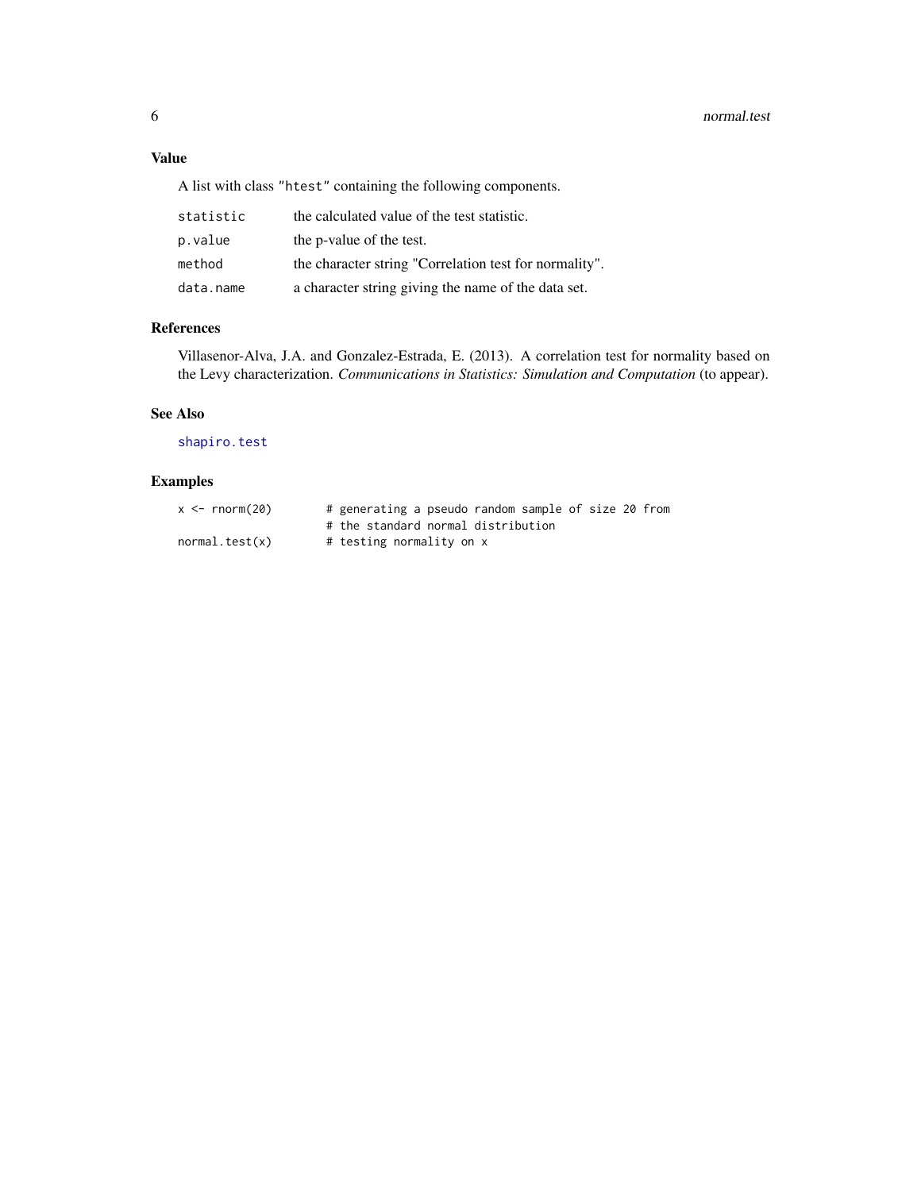## Value

A list with class "htest" containing the following components.

| | |
|---|---|
| statistic | the calculated value of the test statistic. |
| p.value | the p-value of the test. |
| method | the character string "Correlation test for normality". |
| data.name | a character string giving the name of the data set. |

## References

Villasenor-Alva, J.A. and Gonzalez-Estrada, E. (2013). A correlation test for normality based on the Levy characterization. *Communications in Statistics: Simulation and Computation* (to appear).

## See Also

shapiro.test

## Examples

```
x <- rnorm(20)        # generating a pseudo random sample of size 20 from
                      # the standard normal distribution
normal.test(x)        # testing normality on x
```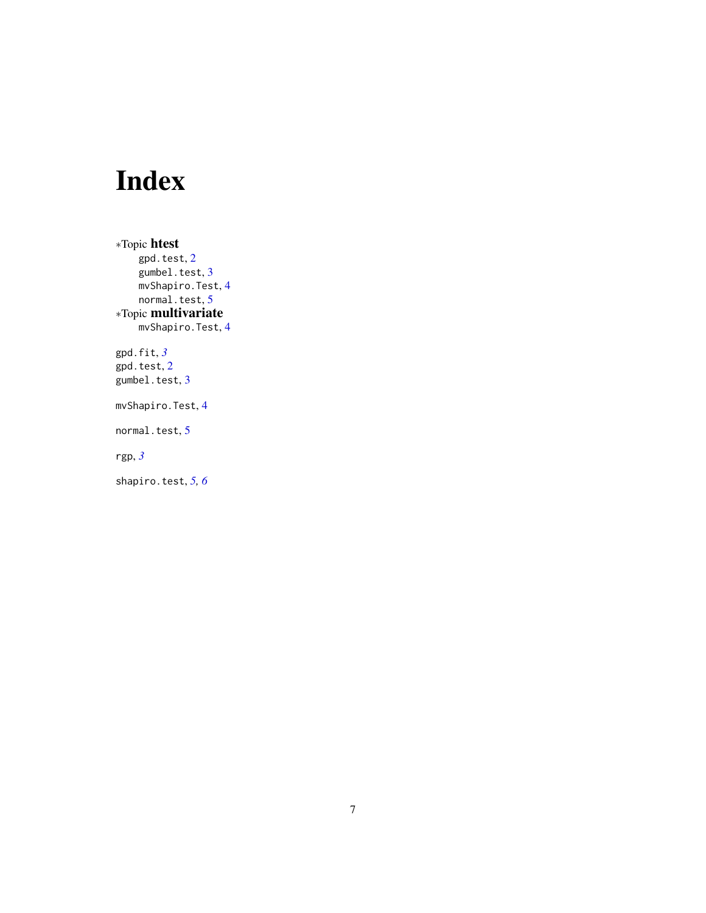# Index

∗Topic **htest**

- gpd.test, 2
- gumbel.test, 3
- mvShapiro.Test, 4
- normal.test, 5

∗Topic **multivariate**

- mvShapiro.Test, 4

gpd.fit, *3*
gpd.test, 2
gumbel.test, 3

mvShapiro.Test, 4

normal.test, 5

rgp, *3*

shapiro.test, *5, 6*